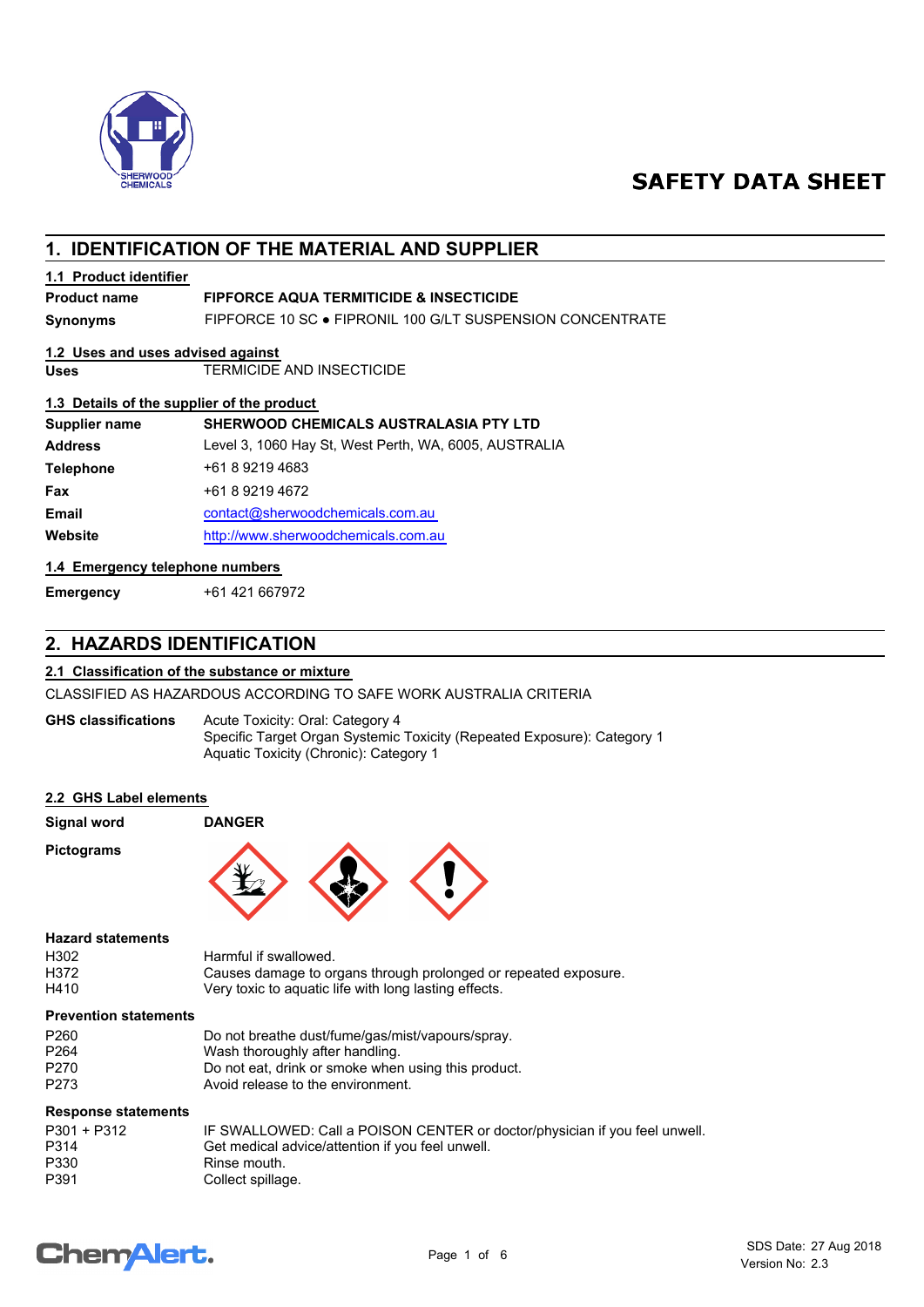# SAFETY DATA SHEET

## 1. IDENTIFICATION OF THE MATERIAL AND SUPPLIER

### 1.1 Product identifier

| | |
|---|---|
| **Product name** | **FIPFORCE AQUA TERMITICIDE & INSECTICIDE** |
| **Synonyms** | FIPFORCE 10 SC ● FIPRONIL 100 G/LT SUSPENSION CONCENTRATE |

### 1.2 Uses and uses advised against

| | |
|---|---|
| **Uses** | TERMICIDE AND INSECTICIDE |

### 1.3 Details of the supplier of the product

| | |
|---|---|
| **Supplier name** | **SHERWOOD CHEMICALS AUSTRALASIA PTY LTD** |
| **Address** | Level 3, 1060 Hay St, West Perth, WA, 6005, AUSTRALIA |
| **Telephone** | +61 8 9219 4683 |
| **Fax** | +61 8 9219 4672 |
| **Email** | contact@sherwoodchemicals.com.au |
| **Website** | http://www.sherwoodchemicals.com.au |

### 1.4 Emergency telephone numbers

| | |
|---|---|
| **Emergency** | +61 421 667972 |

## 2. HAZARDS IDENTIFICATION

### 2.1 Classification of the substance or mixture

CLASSIFIED AS HAZARDOUS ACCORDING TO SAFE WORK AUSTRALIA CRITERIA

**GHS classifications**
Acute Toxicity: Oral: Category 4
Specific Target Organ Systemic Toxicity (Repeated Exposure): Category 1
Aquatic Toxicity (Chronic): Category 1

### 2.2 GHS Label elements

**Signal word** **DANGER**

**Pictograms**

**Hazard statements**

| | |
|---|---|
| H302 | Harmful if swallowed. |
| H372 | Causes damage to organs through prolonged or repeated exposure. |
| H410 | Very toxic to aquatic life with long lasting effects. |

**Prevention statements**

| | |
|---|---|
| P260 | Do not breathe dust/fume/gas/mist/vapours/spray. |
| P264 | Wash thoroughly after handling. |
| P270 | Do not eat, drink or smoke when using this product. |
| P273 | Avoid release to the environment. |

**Response statements**

| | |
|---|---|
| P301 + P312 | IF SWALLOWED: Call a POISON CENTER or doctor/physician if you feel unwell. |
| P314 | Get medical advice/attention if you feel unwell. |
| P330 | Rinse mouth. |
| P391 | Collect spillage. |

SDS Date: 27 Aug 2018
Version No: 2.3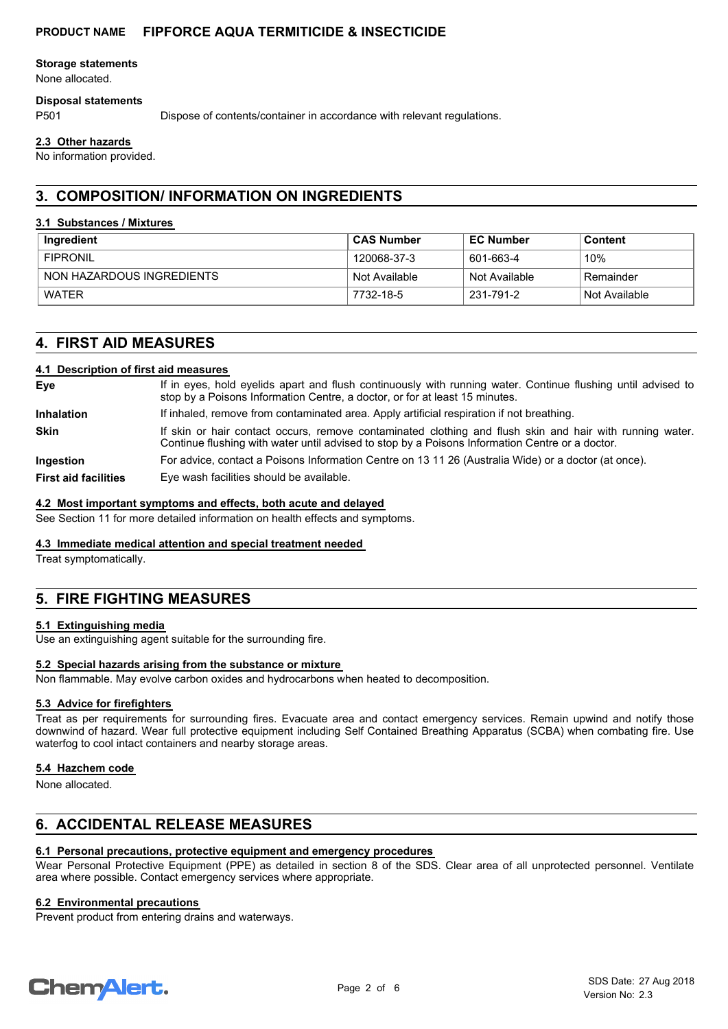**Storage statements**

None allocated.

**Disposal statements**

| | |
|---|---|
| P501 | Dispose of contents/container in accordance with relevant regulations. |

### 2.3 Other hazards

No information provided.

## 3. COMPOSITION/ INFORMATION ON INGREDIENTS

### 3.1 Substances / Mixtures

| Ingredient | CAS Number | EC Number | Content |
|---|---|---|---|
| FIPRONIL | 120068-37-3 | 601-663-4 | 10% |
| NON HAZARDOUS INGREDIENTS | Not Available | Not Available | Remainder |
| WATER | 7732-18-5 | 231-791-2 | Not Available |

## 4. FIRST AID MEASURES

### 4.1 Description of first aid measures

| | |
|---|---|
| **Eye** | If in eyes, hold eyelids apart and flush continuously with running water. Continue flushing until advised to stop by a Poisons Information Centre, a doctor, or for at least 15 minutes. |
| **Inhalation** | If inhaled, remove from contaminated area. Apply artificial respiration if not breathing. |
| **Skin** | If skin or hair contact occurs, remove contaminated clothing and flush skin and hair with running water. Continue flushing with water until advised to stop by a Poisons Information Centre or a doctor. |
| **Ingestion** | For advice, contact a Poisons Information Centre on 13 11 26 (Australia Wide) or a doctor (at once). |
| **First aid facilities** | Eye wash facilities should be available. |

### 4.2 Most important symptoms and effects, both acute and delayed

See Section 11 for more detailed information on health effects and symptoms.

### 4.3 Immediate medical attention and special treatment needed

Treat symptomatically.

## 5. FIRE FIGHTING MEASURES

### 5.1 Extinguishing media

Use an extinguishing agent suitable for the surrounding fire.

### 5.2 Special hazards arising from the substance or mixture

Non flammable. May evolve carbon oxides and hydrocarbons when heated to decomposition.

### 5.3 Advice for firefighters

Treat as per requirements for surrounding fires. Evacuate area and contact emergency services. Remain upwind and notify those downwind of hazard. Wear full protective equipment including Self Contained Breathing Apparatus (SCBA) when combating fire. Use waterfog to cool intact containers and nearby storage areas.

### 5.4 Hazchem code

None allocated.

## 6. ACCIDENTAL RELEASE MEASURES

### 6.1 Personal precautions, protective equipment and emergency procedures

Wear Personal Protective Equipment (PPE) as detailed in section 8 of the SDS. Clear area of all unprotected personnel. Ventilate area where possible. Contact emergency services where appropriate.

### 6.2 Environmental precautions

Prevent product from entering drains and waterways.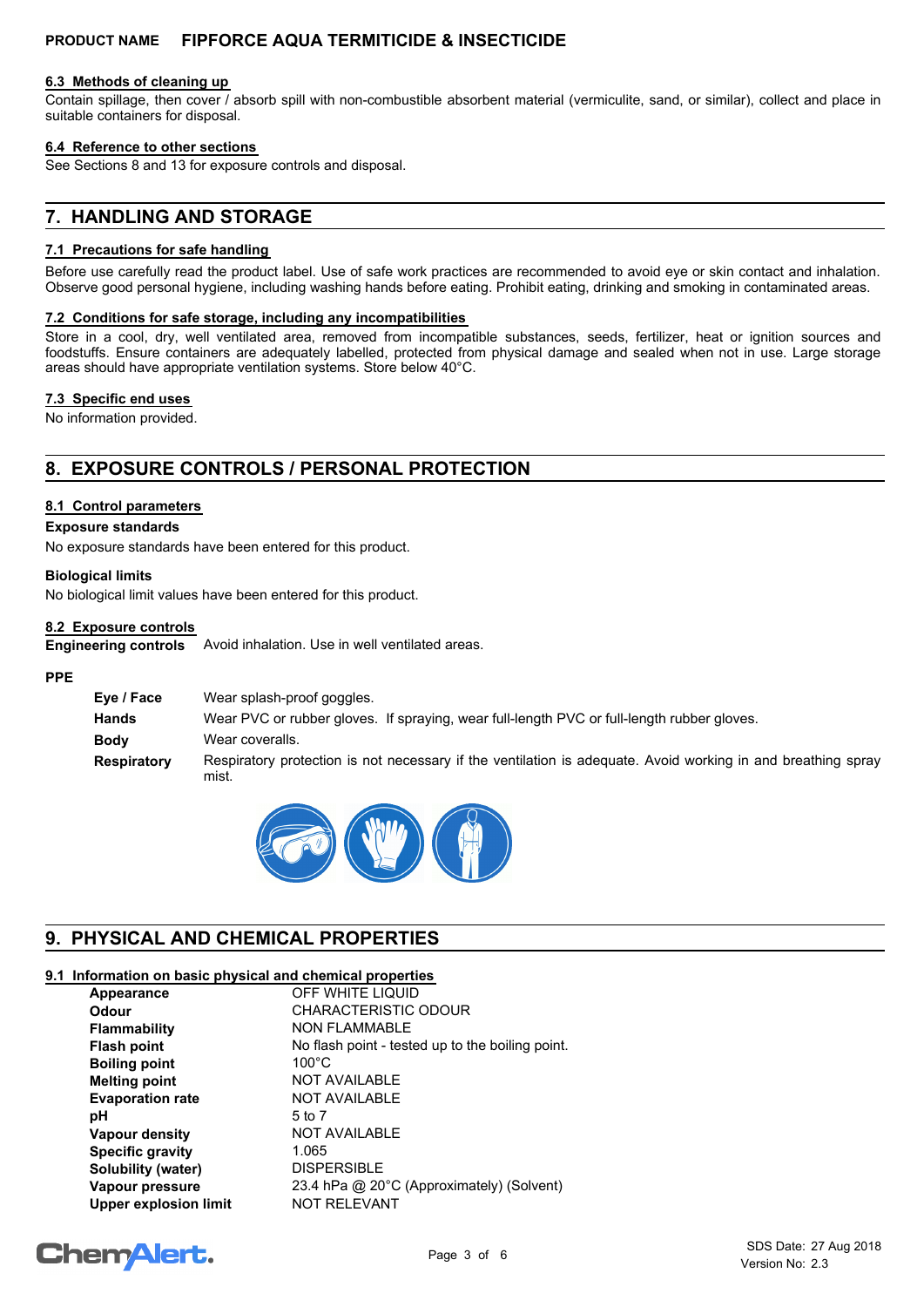### 6.3 Methods of cleaning up

Contain spillage, then cover / absorb spill with non-combustible absorbent material (vermiculite, sand, or similar), collect and place in suitable containers for disposal.

### 6.4 Reference to other sections

See Sections 8 and 13 for exposure controls and disposal.

## 7. HANDLING AND STORAGE

### 7.1 Precautions for safe handling

Before use carefully read the product label. Use of safe work practices are recommended to avoid eye or skin contact and inhalation. Observe good personal hygiene, including washing hands before eating. Prohibit eating, drinking and smoking in contaminated areas.

### 7.2 Conditions for safe storage, including any incompatibilities

Store in a cool, dry, well ventilated area, removed from incompatible substances, seeds, fertilizer, heat or ignition sources and foodstuffs. Ensure containers are adequately labelled, protected from physical damage and sealed when not in use. Large storage areas should have appropriate ventilation systems. Store below 40°C.

### 7.3 Specific end uses

No information provided.

## 8. EXPOSURE CONTROLS / PERSONAL PROTECTION

### 8.1 Control parameters

**Exposure standards**

No exposure standards have been entered for this product.

**Biological limits**

No biological limit values have been entered for this product.

### 8.2 Exposure controls

**Engineering controls** Avoid inhalation. Use in well ventilated areas.

**PPE**

| | |
|---|---|
| **Eye / Face** | Wear splash-proof goggles. |
| **Hands** | Wear PVC or rubber gloves. If spraying, wear full-length PVC or full-length rubber gloves. |
| **Body** | Wear coveralls. |
| **Respiratory** | Respiratory protection is not necessary if the ventilation is adequate. Avoid working in and breathing spray mist. |

## 9. PHYSICAL AND CHEMICAL PROPERTIES

### 9.1 Information on basic physical and chemical properties

| | |
|---|---|
| **Appearance** | OFF WHITE LIQUID |
| **Odour** | CHARACTERISTIC ODOUR |
| **Flammability** | NON FLAMMABLE |
| **Flash point** | No flash point - tested up to the boiling point. |
| **Boiling point** | 100°C |
| **Melting point** | NOT AVAILABLE |
| **Evaporation rate** | NOT AVAILABLE |
| **pH** | 5 to 7 |
| **Vapour density** | NOT AVAILABLE |
| **Specific gravity** | 1.065 |
| **Solubility (water)** | DISPERSIBLE |
| **Vapour pressure** | 23.4 hPa @ 20°C (Approximately) (Solvent) |
| **Upper explosion limit** | NOT RELEVANT |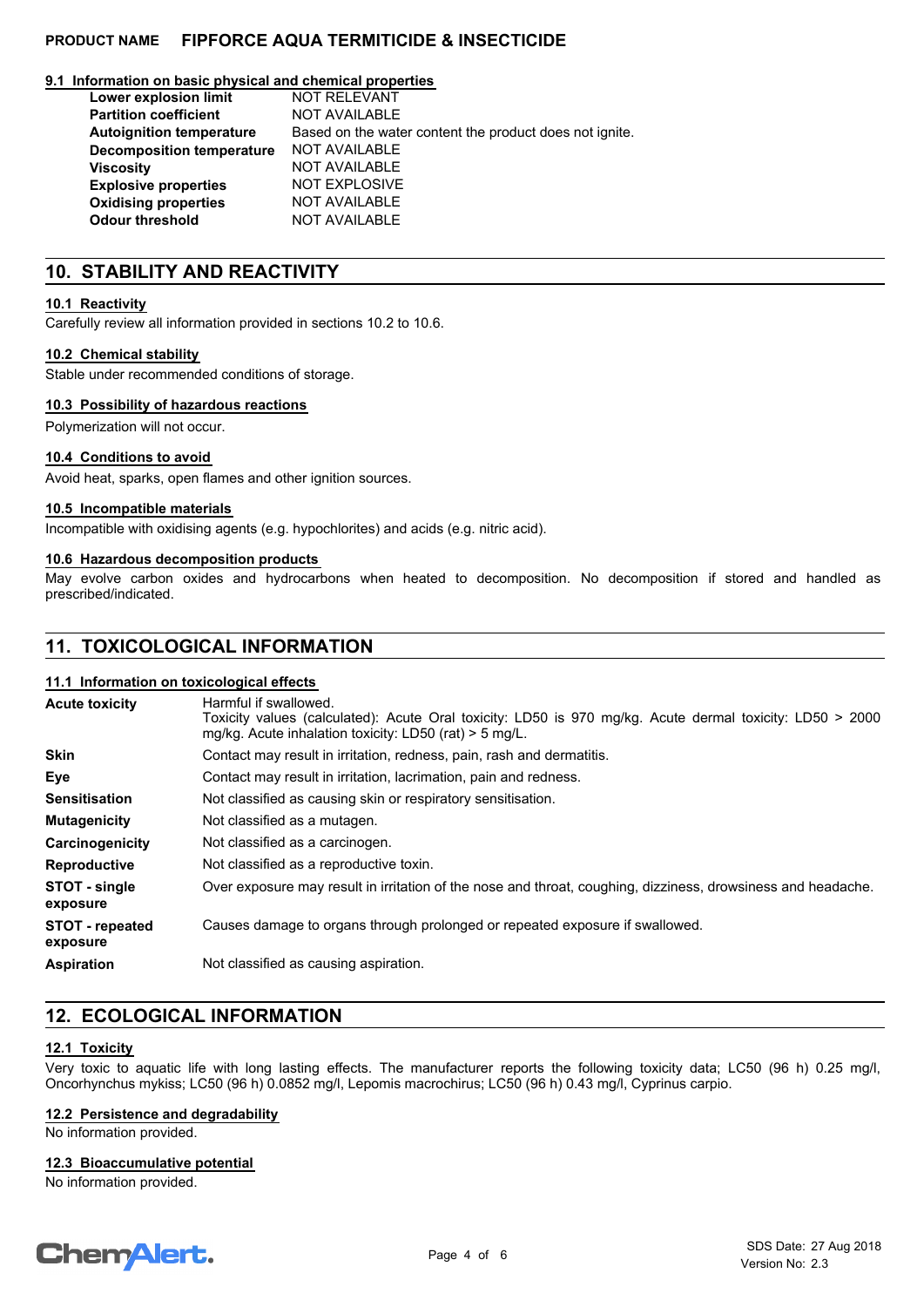### 9.1 Information on basic physical and chemical properties

| | |
|---|---|
| **Lower explosion limit** | NOT RELEVANT |
| **Partition coefficient** | NOT AVAILABLE |
| **Autoignition temperature** | Based on the water content the product does not ignite. |
| **Decomposition temperature** | NOT AVAILABLE |
| **Viscosity** | NOT AVAILABLE |
| **Explosive properties** | NOT EXPLOSIVE |
| **Oxidising properties** | NOT AVAILABLE |
| **Odour threshold** | NOT AVAILABLE |

## 10. STABILITY AND REACTIVITY

### 10.1 Reactivity

Carefully review all information provided in sections 10.2 to 10.6.

### 10.2 Chemical stability

Stable under recommended conditions of storage.

### 10.3 Possibility of hazardous reactions

Polymerization will not occur.

### 10.4 Conditions to avoid

Avoid heat, sparks, open flames and other ignition sources.

### 10.5 Incompatible materials

Incompatible with oxidising agents (e.g. hypochlorites) and acids (e.g. nitric acid).

### 10.6 Hazardous decomposition products

May evolve carbon oxides and hydrocarbons when heated to decomposition. No decomposition if stored and handled as prescribed/indicated.

## 11. TOXICOLOGICAL INFORMATION

### 11.1 Information on toxicological effects

| | |
|---|---|
| **Acute toxicity** | Harmful if swallowed.<br>Toxicity values (calculated): Acute Oral toxicity: LD50 is 970 mg/kg. Acute dermal toxicity: LD50 > 2000 mg/kg. Acute inhalation toxicity: LD50 (rat) > 5 mg/L. |
| **Skin** | Contact may result in irritation, redness, pain, rash and dermatitis. |
| **Eye** | Contact may result in irritation, lacrimation, pain and redness. |
| **Sensitisation** | Not classified as causing skin or respiratory sensitisation. |
| **Mutagenicity** | Not classified as a mutagen. |
| **Carcinogenicity** | Not classified as a carcinogen. |
| **Reproductive** | Not classified as a reproductive toxin. |
| **STOT - single exposure** | Over exposure may result in irritation of the nose and throat, coughing, dizziness, drowsiness and headache. |
| **STOT - repeated exposure** | Causes damage to organs through prolonged or repeated exposure if swallowed. |
| **Aspiration** | Not classified as causing aspiration. |

## 12. ECOLOGICAL INFORMATION

### 12.1 Toxicity

Very toxic to aquatic life with long lasting effects. The manufacturer reports the following toxicity data; LC50 (96 h) 0.25 mg/l, Oncorhynchus mykiss; LC50 (96 h) 0.0852 mg/l, Lepomis macrochirus; LC50 (96 h) 0.43 mg/l, Cyprinus carpio.

### 12.2 Persistence and degradability

No information provided.

### 12.3 Bioaccumulative potential

No information provided.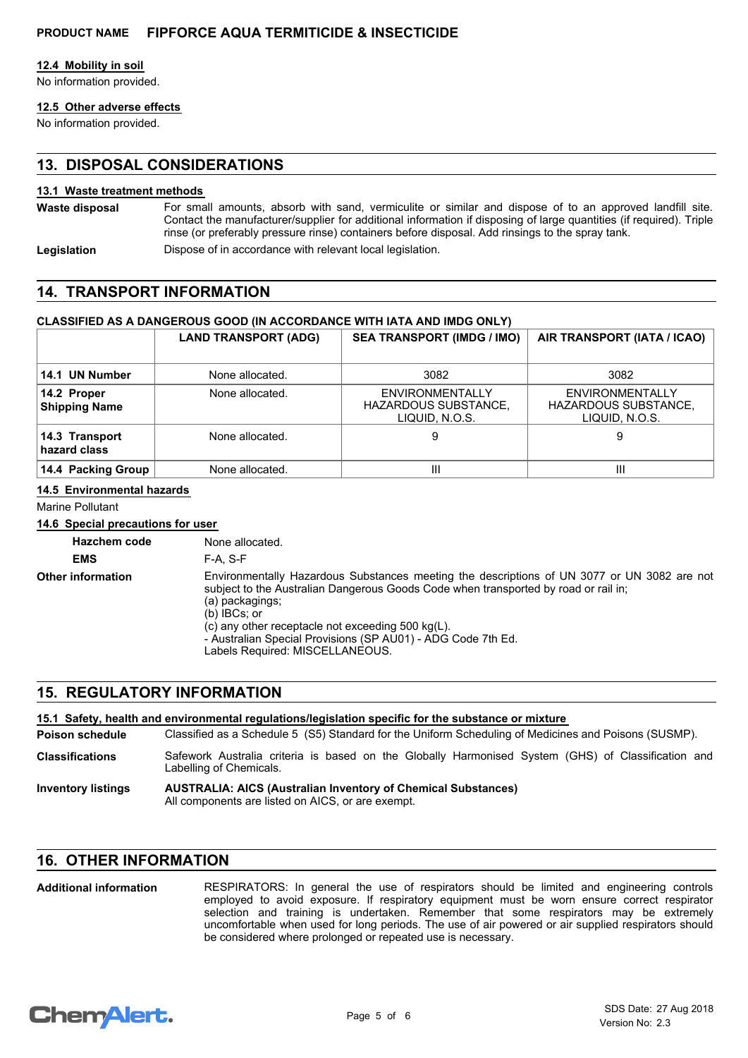#### 12.4 Mobility in soil

No information provided.

#### 12.5 Other adverse effects

No information provided.

## 13. DISPOSAL CONSIDERATIONS

#### 13.1 Waste treatment methods

**Waste disposal** For small amounts, absorb with sand, vermiculite or similar and dispose of to an approved landfill site. Contact the manufacturer/supplier for additional information if disposing of large quantities (if required). Triple rinse (or preferably pressure rinse) containers before disposal. Add rinsings to the spray tank.

**Legislation** Dispose of in accordance with relevant local legislation.

## 14. TRANSPORT INFORMATION

**CLASSIFIED AS A DANGEROUS GOOD (IN ACCORDANCE WITH IATA AND IMDG ONLY)**

| | LAND TRANSPORT (ADG) | SEA TRANSPORT (IMDG / IMO) | AIR TRANSPORT (IATA / ICAO) |
|---|---|---|---|
| **14.1 UN Number** | None allocated. | 3082 | 3082 |
| **14.2 Proper Shipping Name** | None allocated. | ENVIRONMENTALLY HAZARDOUS SUBSTANCE, LIQUID, N.O.S. | ENVIRONMENTALLY HAZARDOUS SUBSTANCE, LIQUID, N.O.S. |
| **14.3 Transport hazard class** | None allocated. | 9 | 9 |
| **14.4 Packing Group** | None allocated. | III | III |

#### 14.5 Environmental hazards

Marine Pollutant

#### 14.6 Special precautions for user

**Hazchem code** None allocated.

**EMS** F-A, S-F

**Other information** Environmentally Hazardous Substances meeting the descriptions of UN 3077 or UN 3082 are not subject to the Australian Dangerous Goods Code when transported by road or rail in;
(a) packagings;
(b) IBCs; or
(c) any other receptacle not exceeding 500 kg(L).
- Australian Special Provisions (SP AU01) - ADG Code 7th Ed.
Labels Required: MISCELLANEOUS.

## 15. REGULATORY INFORMATION

#### 15.1 Safety, health and environmental regulations/legislation specific for the substance or mixture

**Poison schedule** Classified as a Schedule 5 (S5) Standard for the Uniform Scheduling of Medicines and Poisons (SUSMP).

**Classifications** Safework Australia criteria is based on the Globally Harmonised System (GHS) of Classification and Labelling of Chemicals.

**Inventory listings** **AUSTRALIA: AICS (Australian Inventory of Chemical Substances)**
All components are listed on AICS, or are exempt.

## 16. OTHER INFORMATION

**Additional information** RESPIRATORS: In general the use of respirators should be limited and engineering controls employed to avoid exposure. If respiratory equipment must be worn ensure correct respirator selection and training is undertaken. Remember that some respirators may be extremely uncomfortable when used for long periods. The use of air powered or air supplied respirators should be considered where prolonged or repeated use is necessary.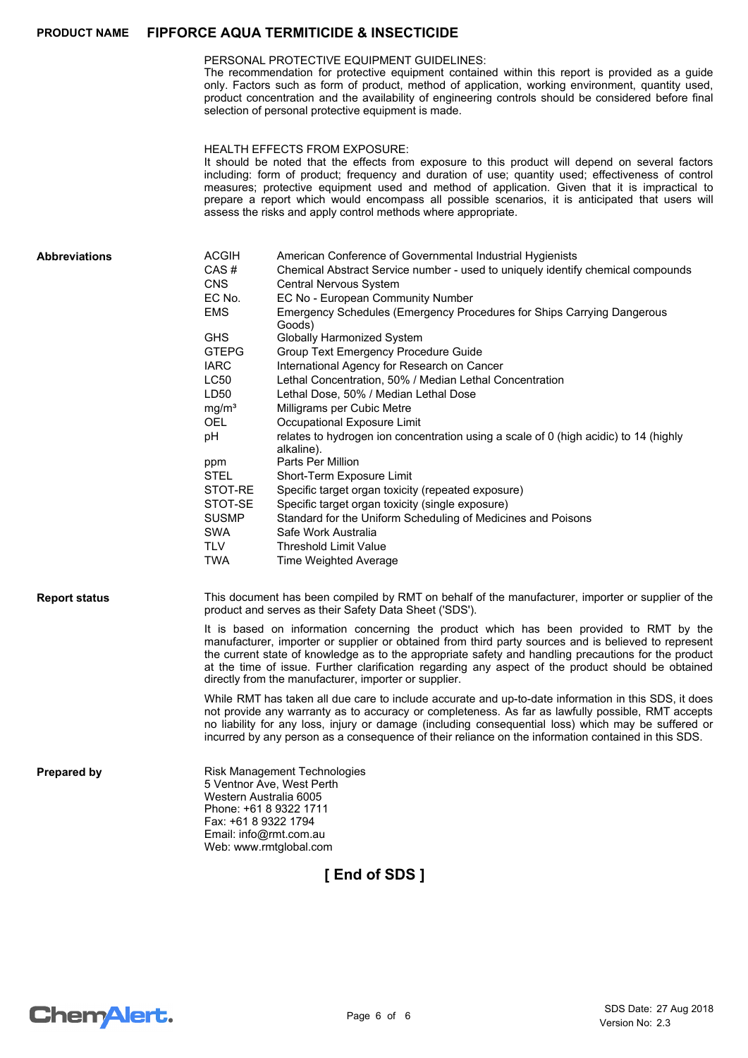PERSONAL PROTECTIVE EQUIPMENT GUIDELINES:
The recommendation for protective equipment contained within this report is provided as a guide only. Factors such as form of product, method of application, working environment, quantity used, product concentration and the availability of engineering controls should be considered before final selection of personal protective equipment is made.

HEALTH EFFECTS FROM EXPOSURE:
It should be noted that the effects from exposure to this product will depend on several factors including: form of product; frequency and duration of use; quantity used; effectiveness of control measures; protective equipment used and method of application. Given that it is impractical to prepare a report which would encompass all possible scenarios, it is anticipated that users will assess the risks and apply control methods where appropriate.

**Abbreviations**

| | |
|---|---|
| ACGIH | American Conference of Governmental Industrial Hygienists |
| CAS # | Chemical Abstract Service number - used to uniquely identify chemical compounds |
| CNS | Central Nervous System |
| EC No. | EC No - European Community Number |
| EMS | Emergency Schedules (Emergency Procedures for Ships Carrying Dangerous Goods) |
| GHS | Globally Harmonized System |
| GTEPG | Group Text Emergency Procedure Guide |
| IARC | International Agency for Research on Cancer |
| LC50 | Lethal Concentration, 50% / Median Lethal Concentration |
| LD50 | Lethal Dose, 50% / Median Lethal Dose |
| $mg/m^3$ | Milligrams per Cubic Metre |
| OEL | Occupational Exposure Limit |
| pH | relates to hydrogen ion concentration using a scale of 0 (high acidic) to 14 (highly alkaline). |
| ppm | Parts Per Million |
| STEL | Short-Term Exposure Limit |
| STOT-RE | Specific target organ toxicity (repeated exposure) |
| STOT-SE | Specific target organ toxicity (single exposure) |
| SUSMP | Standard for the Uniform Scheduling of Medicines and Poisons |
| SWA | Safe Work Australia |
| TLV | Threshold Limit Value |
| TWA | Time Weighted Average |

**Report status**

This document has been compiled by RMT on behalf of the manufacturer, importer or supplier of the product and serves as their Safety Data Sheet ('SDS').

It is based on information concerning the product which has been provided to RMT by the manufacturer, importer or supplier or obtained from third party sources and is believed to represent the current state of knowledge as to the appropriate safety and handling precautions for the product at the time of issue. Further clarification regarding any aspect of the product should be obtained directly from the manufacturer, importer or supplier.

While RMT has taken all due care to include accurate and up-to-date information in this SDS, it does not provide any warranty as to accuracy or completeness. As far as lawfully possible, RMT accepts no liability for any loss, injury or damage (including consequential loss) which may be suffered or incurred by any person as a consequence of their reliance on the information contained in this SDS.

**Prepared by**

Risk Management Technologies
5 Ventnor Ave, West Perth
Western Australia 6005
Phone: +61 8 9322 1711
Fax: +61 8 9322 1794
Email: info@rmt.com.au
Web: www.rmtglobal.com

**[ End of SDS ]**